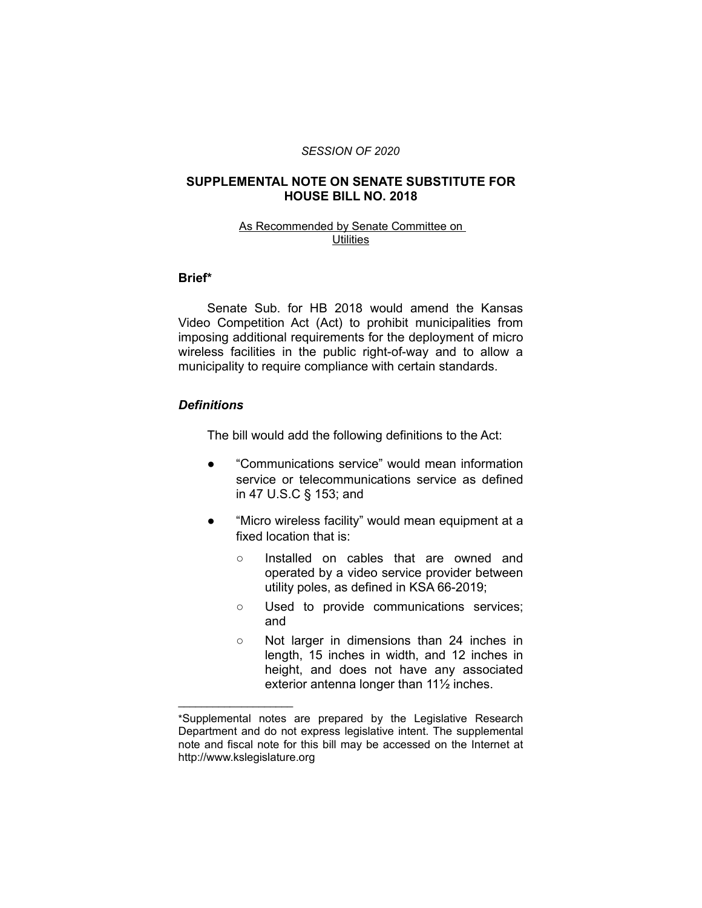*SESSION OF 2020*

# SUPPLEMENTAL NOTE ON SENATE SUBSTITUTE FOR HOUSE BILL NO. 2018

As Recommended by Senate Committee on Utilities

## Brief*

Senate Sub. for HB 2018 would amend the Kansas Video Competition Act (Act) to prohibit municipalities from imposing additional requirements for the deployment of micro wireless facilities in the public right-of-way and to allow a municipality to require compliance with certain standards.

### *Definitions*

The bill would add the following definitions to the Act:

- "Communications service" would mean information service or telecommunications service as defined in 47 U.S.C § 153; and
- "Micro wireless facility" would mean equipment at a fixed location that is:
  - Installed on cables that are owned and operated by a video service provider between utility poles, as defined in KSA 66-2019;
  - Used to provide communications services; and
  - Not larger in dimensions than 24 inches in length, 15 inches in width, and 12 inches in height, and does not have any associated exterior antenna longer than 11½ inches.

---

*Supplemental notes are prepared by the Legislative Research Department and do not express legislative intent. The supplemental note and fiscal note for this bill may be accessed on the Internet at http://www.kslegislature.org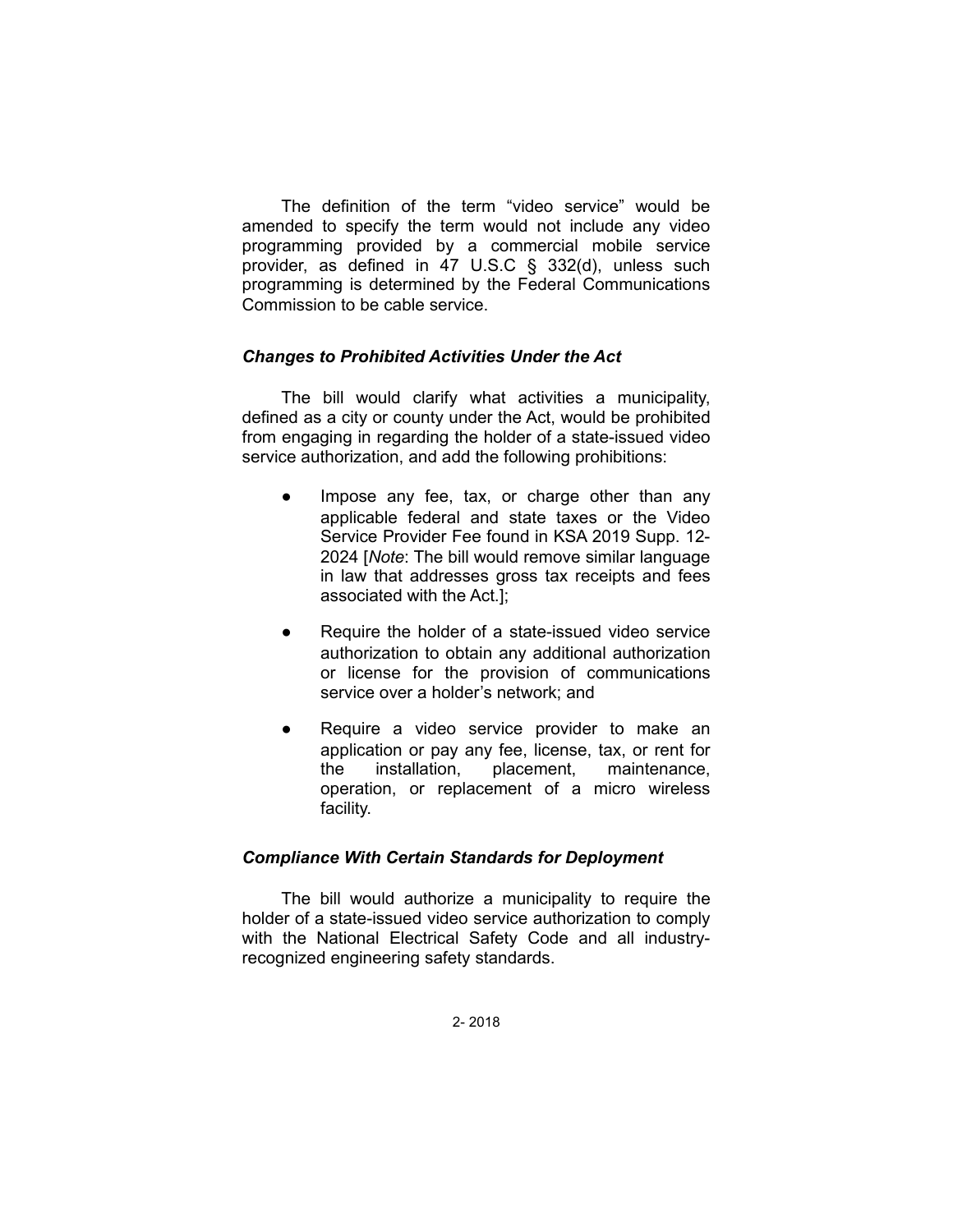The definition of the term "video service" would be amended to specify the term would not include any video programming provided by a commercial mobile service provider, as defined in 47 U.S.C § 332(d), unless such programming is determined by the Federal Communications Commission to be cable service.

### *Changes to Prohibited Activities Under the Act*

The bill would clarify what activities a municipality, defined as a city or county under the Act, would be prohibited from engaging in regarding the holder of a state-issued video service authorization, and add the following prohibitions:

- Impose any fee, tax, or charge other than any applicable federal and state taxes or the Video Service Provider Fee found in KSA 2019 Supp. 12-2024 [*Note*: The bill would remove similar language in law that addresses gross tax receipts and fees associated with the Act.];
- Require the holder of a state-issued video service authorization to obtain any additional authorization or license for the provision of communications service over a holder's network; and
- Require a video service provider to make an application or pay any fee, license, tax, or rent for the installation, placement, maintenance, operation, or replacement of a micro wireless facility.

### *Compliance With Certain Standards for Deployment*

The bill would authorize a municipality to require the holder of a state-issued video service authorization to comply with the National Electrical Safety Code and all industry-recognized engineering safety standards.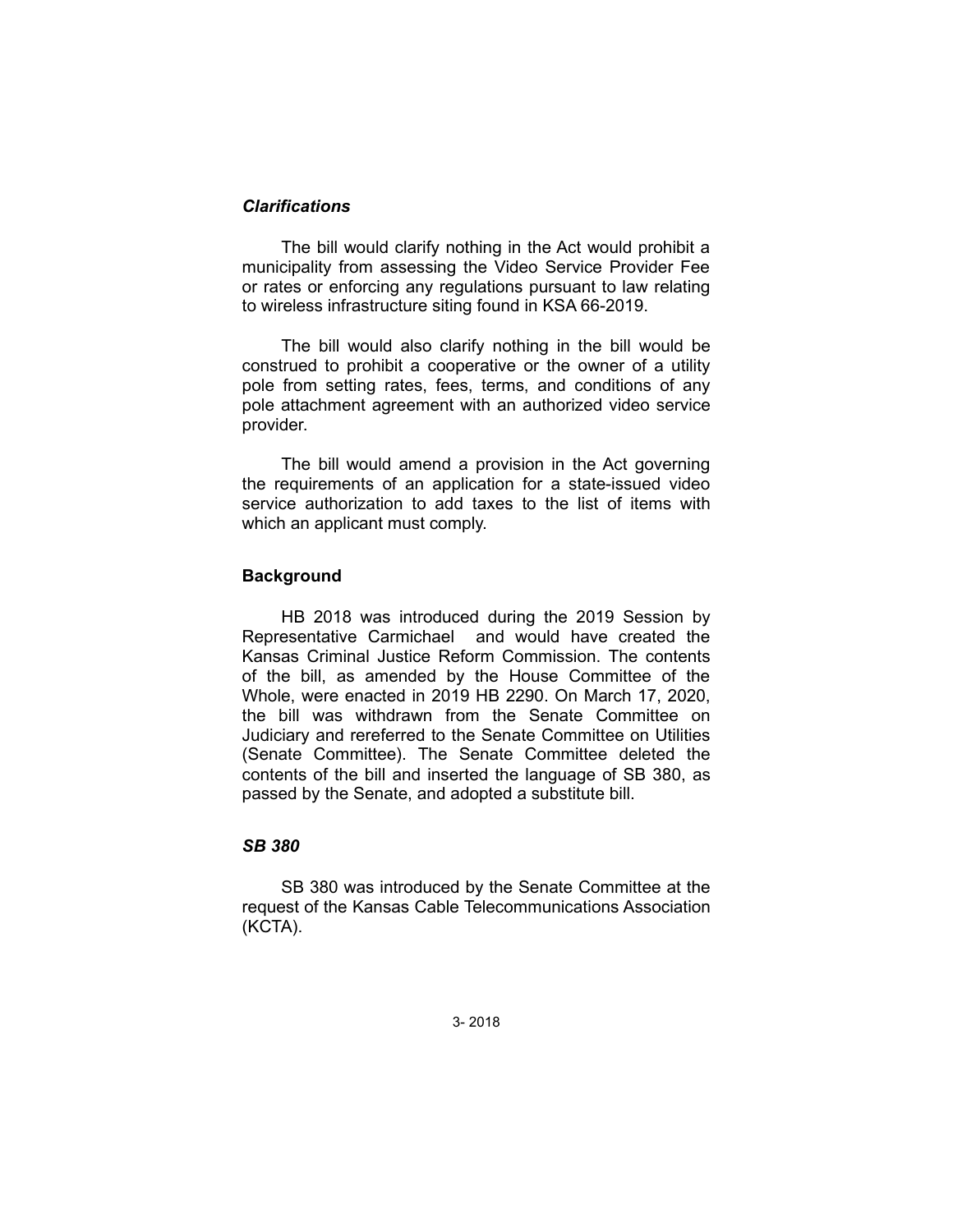### *Clarifications*

The bill would clarify nothing in the Act would prohibit a municipality from assessing the Video Service Provider Fee or rates or enforcing any regulations pursuant to law relating to wireless infrastructure siting found in KSA 66-2019.

The bill would also clarify nothing in the bill would be construed to prohibit a cooperative or the owner of a utility pole from setting rates, fees, terms, and conditions of any pole attachment agreement with an authorized video service provider.

The bill would amend a provision in the Act governing the requirements of an application for a state-issued video service authorization to add taxes to the list of items with which an applicant must comply.

## **Background**

HB 2018 was introduced during the 2019 Session by Representative Carmichael and would have created the Kansas Criminal Justice Reform Commission. The contents of the bill, as amended by the House Committee of the Whole, were enacted in 2019 HB 2290. On March 17, 2020, the bill was withdrawn from the Senate Committee on Judiciary and rereferred to the Senate Committee on Utilities (Senate Committee). The Senate Committee deleted the contents of the bill and inserted the language of SB 380, as passed by the Senate, and adopted a substitute bill.

### *SB 380*

SB 380 was introduced by the Senate Committee at the request of the Kansas Cable Telecommunications Association (KCTA).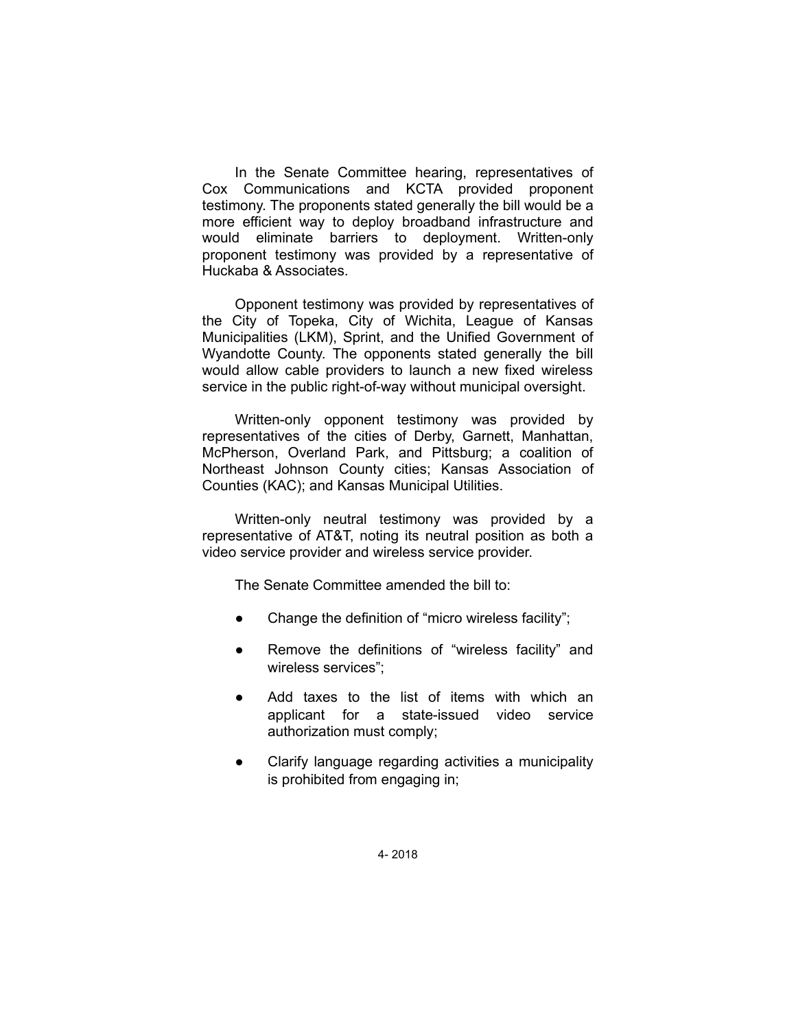In the Senate Committee hearing, representatives of Cox Communications and KCTA provided proponent testimony. The proponents stated generally the bill would be a more efficient way to deploy broadband infrastructure and would eliminate barriers to deployment. Written-only proponent testimony was provided by a representative of Huckaba & Associates.

Opponent testimony was provided by representatives of the City of Topeka, City of Wichita, League of Kansas Municipalities (LKM), Sprint, and the Unified Government of Wyandotte County. The opponents stated generally the bill would allow cable providers to launch a new fixed wireless service in the public right-of-way without municipal oversight.

Written-only opponent testimony was provided by representatives of the cities of Derby, Garnett, Manhattan, McPherson, Overland Park, and Pittsburg; a coalition of Northeast Johnson County cities; Kansas Association of Counties (KAC); and Kansas Municipal Utilities.

Written-only neutral testimony was provided by a representative of AT&T, noting its neutral position as both a video service provider and wireless service provider.

The Senate Committee amended the bill to:

- Change the definition of "micro wireless facility";
- Remove the definitions of "wireless facility" and wireless services";
- Add taxes to the list of items with which an applicant for a state-issued video service authorization must comply;
- Clarify language regarding activities a municipality is prohibited from engaging in;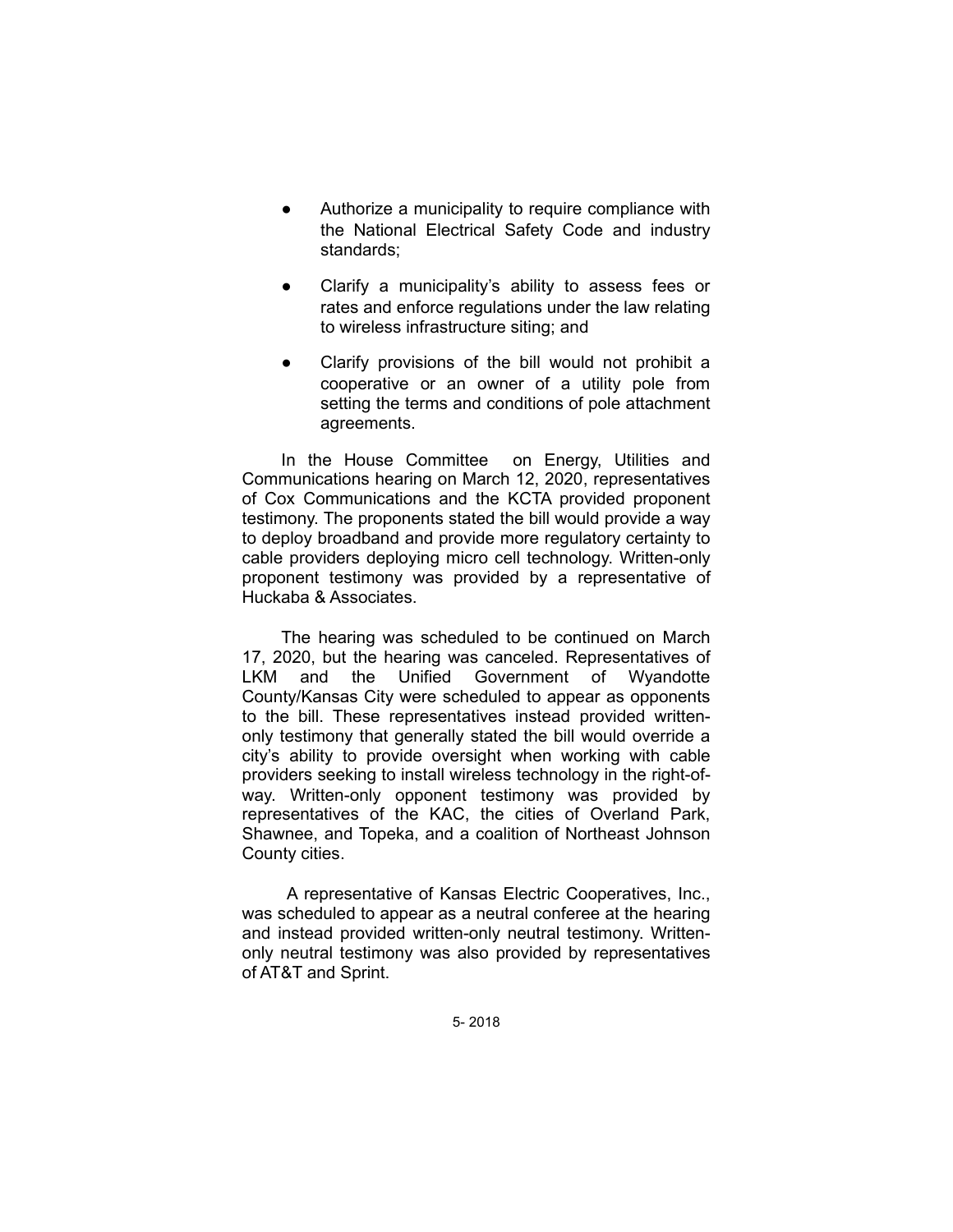- Authorize a municipality to require compliance with the National Electrical Safety Code and industry standards;
- Clarify a municipality's ability to assess fees or rates and enforce regulations under the law relating to wireless infrastructure siting; and
- Clarify provisions of the bill would not prohibit a cooperative or an owner of a utility pole from setting the terms and conditions of pole attachment agreements.

In the House Committee on Energy, Utilities and Communications hearing on March 12, 2020, representatives of Cox Communications and the KCTA provided proponent testimony. The proponents stated the bill would provide a way to deploy broadband and provide more regulatory certainty to cable providers deploying micro cell technology. Written-only proponent testimony was provided by a representative of Huckaba & Associates.

The hearing was scheduled to be continued on March 17, 2020, but the hearing was canceled. Representatives of LKM and the Unified Government of Wyandotte County/Kansas City were scheduled to appear as opponents to the bill. These representatives instead provided written-only testimony that generally stated the bill would override a city's ability to provide oversight when working with cable providers seeking to install wireless technology in the right-of-way. Written-only opponent testimony was provided by representatives of the KAC, the cities of Overland Park, Shawnee, and Topeka, and a coalition of Northeast Johnson County cities.

A representative of Kansas Electric Cooperatives, Inc., was scheduled to appear as a neutral conferee at the hearing and instead provided written-only neutral testimony. Written-only neutral testimony was also provided by representatives of AT&T and Sprint.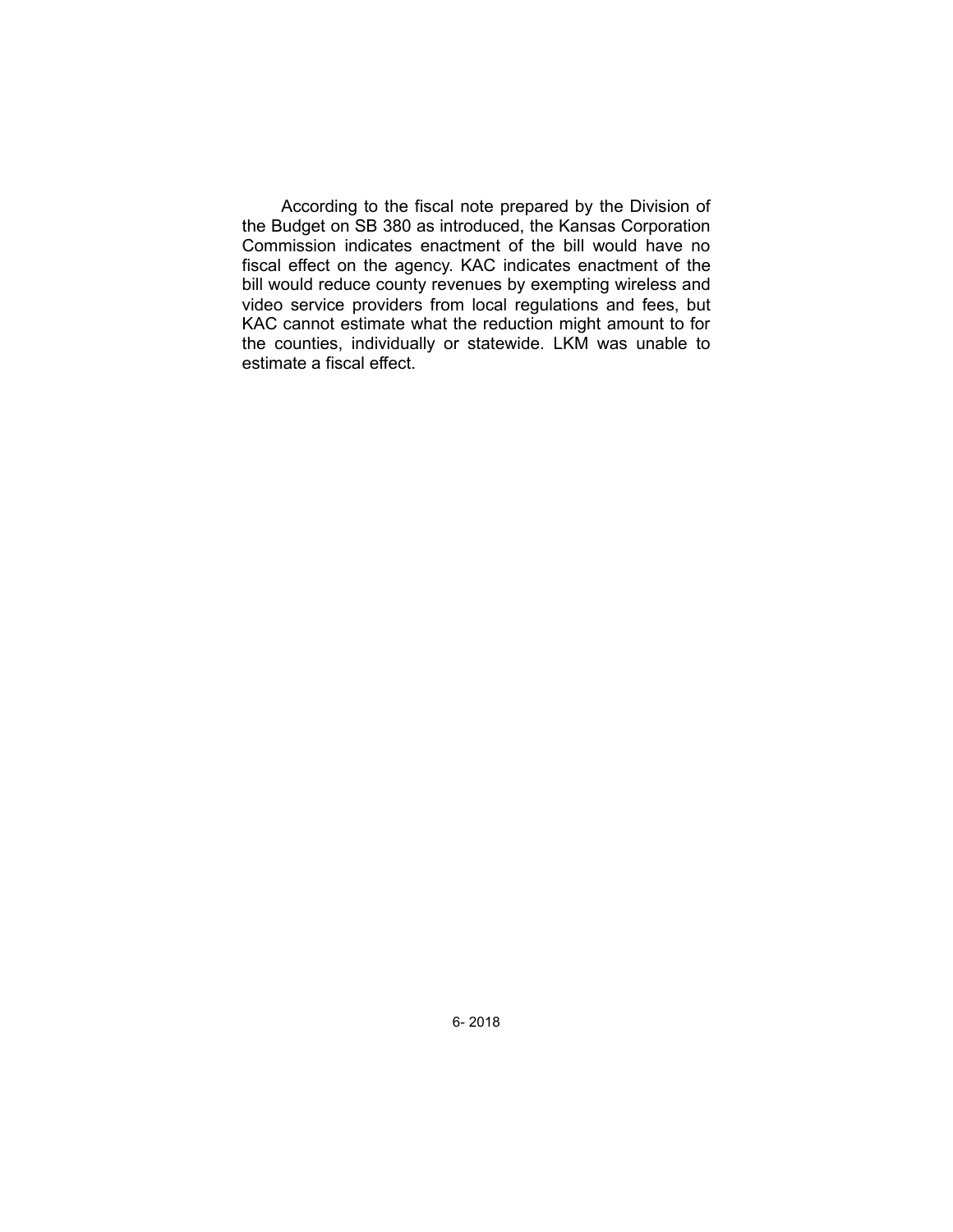According to the fiscal note prepared by the Division of the Budget on SB 380 as introduced, the Kansas Corporation Commission indicates enactment of the bill would have no fiscal effect on the agency. KAC indicates enactment of the bill would reduce county revenues by exempting wireless and video service providers from local regulations and fees, but KAC cannot estimate what the reduction might amount to for the counties, individually or statewide. LKM was unable to estimate a fiscal effect.